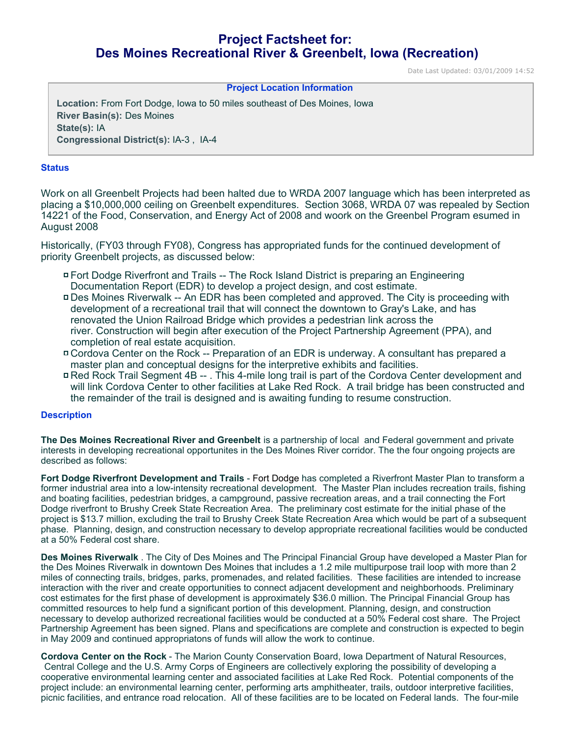# Project Factsheet for:
# Des Moines Recreational River & Greenbelt, Iowa (Recreation)

Date Last Updated: 03/01/2009 14:52

**Project Location Information**

**Location:** From Fort Dodge, Iowa to 50 miles southeast of Des Moines, Iowa
**River Basin(s):** Des Moines
**State(s):** IA
**Congressional District(s):** IA-3 , IA-4

## Status

Work on all Greenbelt Projects had been halted due to WRDA 2007 language which has been interpreted as placing a $10,000,000 ceiling on Greenbelt expenditures. Section 3068, WRDA 07 was repealed by Section 14221 of the Food, Conservation, and Energy Act of 2008 and woork on the Greenbel Program esumed in August 2008

Historically, (FY03 through FY08), Congress has appropriated funds for the continued development of priority Greenbelt projects, as discussed below:

- Fort Dodge Riverfront and Trails -- The Rock Island District is preparing an Engineering Documentation Report (EDR) to develop a project design, and cost estimate.
- Des Moines Riverwalk -- An EDR has been completed and approved. The City is proceeding with development of a recreational trail that will connect the downtown to Gray's Lake, and has renovated the Union Railroad Bridge which provides a pedestrian link across the river. Construction will begin after execution of the Project Partnership Agreement (PPA), and completion of real estate acquisition.
- Cordova Center on the Rock -- Preparation of an EDR is underway. A consultant has prepared a master plan and conceptual designs for the interpretive exhibits and facilities.
- Red Rock Trail Segment 4B -- . This 4-mile long trail is part of the Cordova Center development and will link Cordova Center to other facilities at Lake Red Rock. A trail bridge has been constructed and the remainder of the trail is designed and is awaiting funding to resume construction.

## Description

**The Des Moines Recreational River and Greenbelt** is a partnership of local and Federal government and private interests in developing recreational opportunites in the Des Moines River corridor. The the four ongoing projects are described as follows:

**Fort Dodge Riverfront Development and Trails** - Fort Dodge has completed a Riverfront Master Plan to transform a former industrial area into a low-intensity recreational development. The Master Plan includes recreation trails, fishing and boating facilities, pedestrian bridges, a campground, passive recreation areas, and a trail connecting the Fort Dodge riverfront to Brushy Creek State Recreation Area. The preliminary cost estimate for the initial phase of the project is $13.7 million, excluding the trail to Brushy Creek State Recreation Area which would be part of a subsequent phase. Planning, design, and construction necessary to develop appropriate recreational facilities would be conducted at a 50% Federal cost share.

**Des Moines Riverwalk** . The City of Des Moines and The Principal Financial Group have developed a Master Plan for the Des Moines Riverwalk in downtown Des Moines that includes a 1.2 mile multipurpose trail loop with more than 2 miles of connecting trails, bridges, parks, promenades, and related facilities. These facilities are intended to increase interaction with the river and create opportunities to connect adjacent development and neighborhoods. Preliminary cost estimates for the first phase of development is approximately $36.0 million. The Principal Financial Group has committed resources to help fund a significant portion of this development. Planning, design, and construction necessary to develop authorized recreational facilities would be conducted at a 50% Federal cost share. The Project Partnership Agreement has been signed. Plans and specifications are complete and construction is expected to begin in May 2009 and continued appropriatons of funds will allow the work to continue.

**Cordova Center on the Rock** - The Marion County Conservation Board, Iowa Department of Natural Resources, Central College and the U.S. Army Corps of Engineers are collectively exploring the possibility of developing a cooperative environmental learning center and associated facilities at Lake Red Rock. Potential components of the project include: an environmental learning center, performing arts amphitheater, trails, outdoor interpretive facilities, picnic facilities, and entrance road relocation. All of these facilities are to be located on Federal lands. The four-mile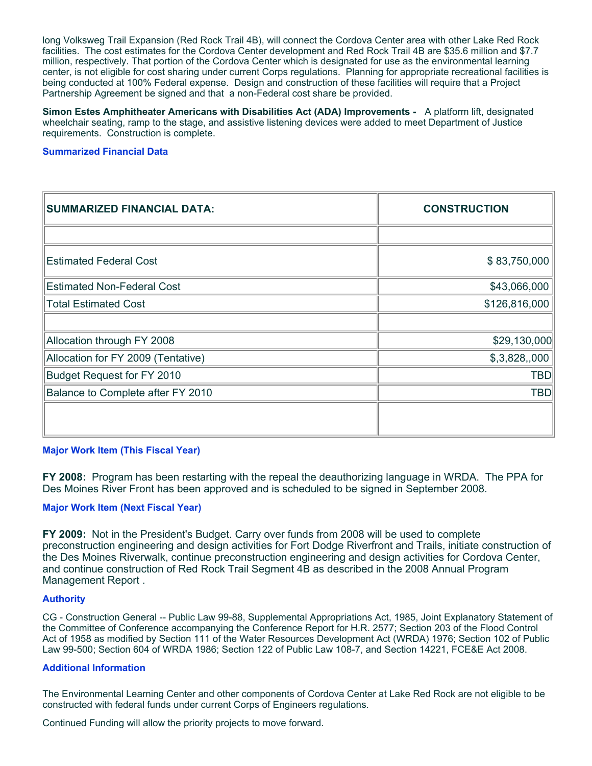long Volksweg Trail Expansion (Red Rock Trail 4B), will connect the Cordova Center area with other Lake Red Rock facilities. The cost estimates for the Cordova Center development and Red Rock Trail 4B are $35.6 million and $7.7 million, respectively. That portion of the Cordova Center which is designated for use as the environmental learning center, is not eligible for cost sharing under current Corps regulations. Planning for appropriate recreational facilities is being conducted at 100% Federal expense. Design and construction of these facilities will require that a Project Partnership Agreement be signed and that a non-Federal cost share be provided.

**Simon Estes Amphitheater Americans with Disabilities Act (ADA) Improvements -** A platform lift, designated wheelchair seating, ramp to the stage, and assistive listening devices were added to meet Department of Justice requirements. Construction is complete.

### Summarized Financial Data

| SUMMARIZED FINANCIAL DATA: | CONSTRUCTION |
|---|---|
| | |
| Estimated Federal Cost | $ 83,750,000 |
| Estimated Non-Federal Cost | $43,066,000 |
| Total Estimated Cost | $126,816,000 |
| | |
| Allocation through FY 2008 | $29,130,000 |
| Allocation for FY 2009 (Tentative) | $,3,828,,000 |
| Budget Request for FY 2010 | TBD |
| Balance to Complete after FY 2010 | TBD |
| | |

### Major Work Item (This Fiscal Year)

**FY 2008:** Program has been restarting with the repeal the deauthorizing language in WRDA. The PPA for Des Moines River Front has been approved and is scheduled to be signed in September 2008.

### Major Work Item (Next Fiscal Year)

**FY 2009:** Not in the President's Budget. Carry over funds from 2008 will be used to complete preconstruction engineering and design activities for Fort Dodge Riverfront and Trails, initiate construction of the Des Moines Riverwalk, continue preconstruction engineering and design activities for Cordova Center, and continue construction of Red Rock Trail Segment 4B as described in the 2008 Annual Program Management Report .

### Authority

CG - Construction General -- Public Law 99-88, Supplemental Appropriations Act, 1985, Joint Explanatory Statement of the Committee of Conference accompanying the Conference Report for H.R. 2577; Section 203 of the Flood Control Act of 1958 as modified by Section 111 of the Water Resources Development Act (WRDA) 1976; Section 102 of Public Law 99-500; Section 604 of WRDA 1986; Section 122 of Public Law 108-7, and Section 14221, FCE&E Act 2008.

### Additional Information

The Environmental Learning Center and other components of Cordova Center at Lake Red Rock are not eligible to be constructed with federal funds under current Corps of Engineers regulations.

Continued Funding will allow the priority projects to move forward.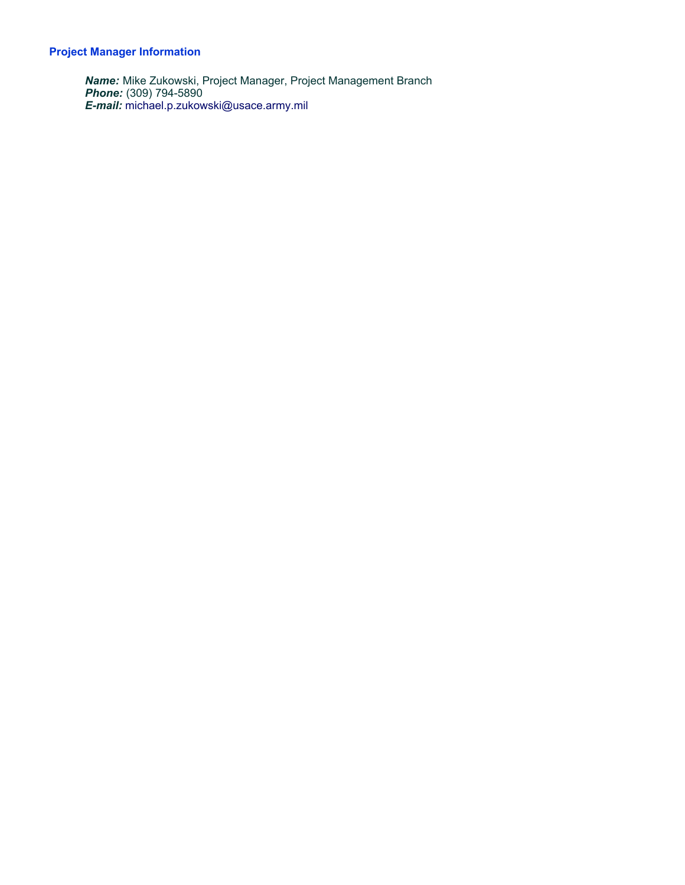### Project Manager Information

***Name:*** Mike Zukowski, Project Manager, Project Management Branch
***Phone:*** (309) 794-5890
***E-mail:*** michael.p.zukowski@usace.army.mil